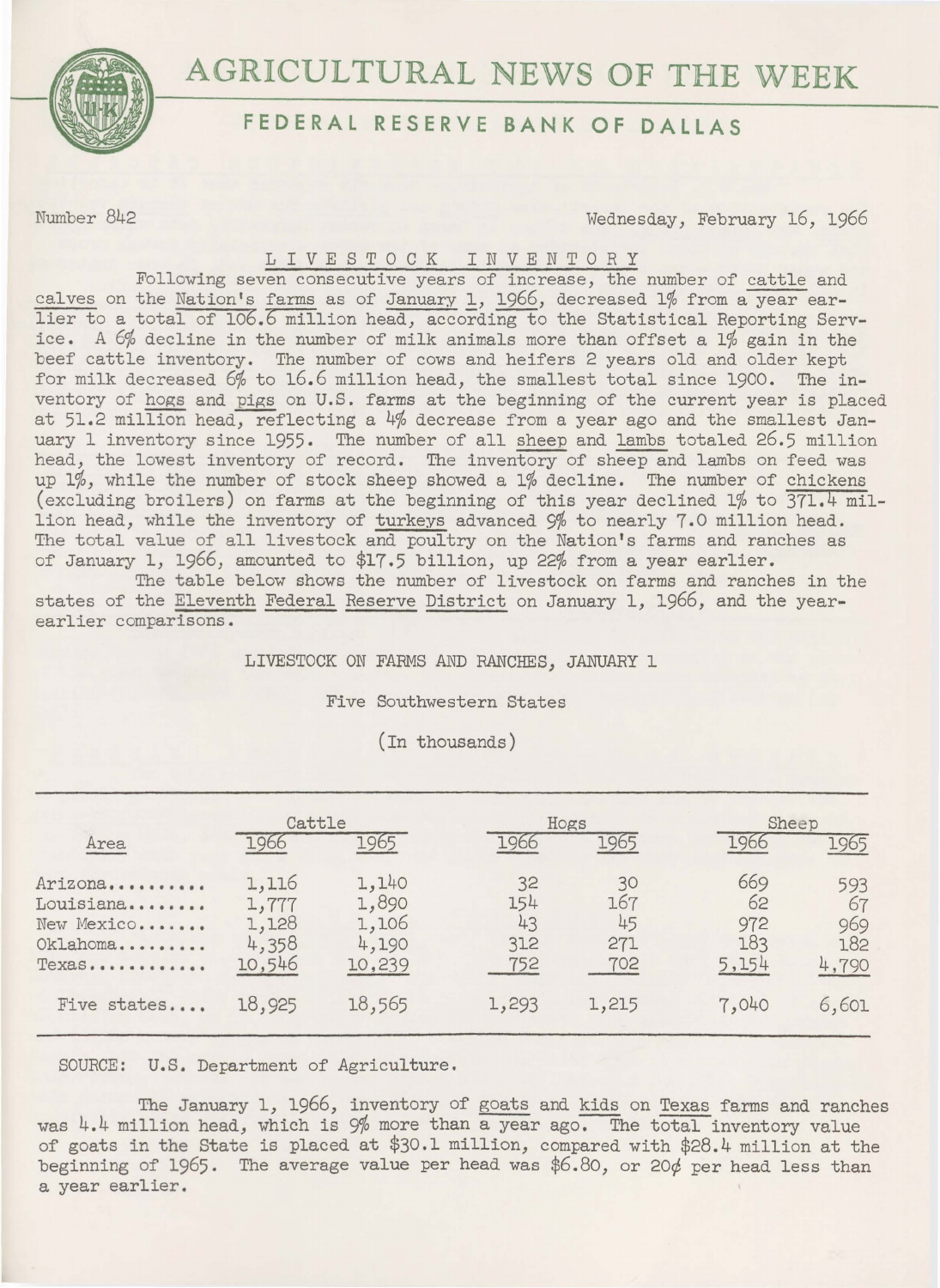# AGRICULTURAL NEWS OF THE WEEK

## FEDERAL RESERVE BANK OF DALLAS

Number 842 — Wednesday, February 16, 1966

### LIVESTOCK INVENTORY

Following seven consecutive years of increase, the number of cattle and calves on the Nation's farms as of January 1, 1966, decreased 1% from a year earlier to a total of 106.6 million head, according to the Statistical Reporting Service. A 6% decline in the number of milk animals more than offset a 1% gain in the beef cattle inventory. The number of cows and heifers 2 years old and older kept for milk decreased 6% to 16.6 million head, the smallest total since 1900. The inventory of hogs and pigs on U.S. farms at the beginning of the current year is placed at 51.2 million head, reflecting a 4% decrease from a year ago and the smallest January 1 inventory since 1955. The number of all sheep and lambs totaled 26.5 million head, the lowest inventory of record. The inventory of sheep and lambs on feed was up 1%, while the number of stock sheep showed a 1% decline. The number of chickens (excluding broilers) on farms at the beginning of this year declined 1% to 371.4 million head, while the inventory of turkeys advanced 9% to nearly 7.0 million head. The total value of all livestock and poultry on the Nation's farms and ranches as of January 1, 1966, amounted to $17.5 billion, up 22% from a year earlier.

The table below shows the number of livestock on farms and ranches in the states of the Eleventh Federal Reserve District on January 1, 1966, and the year-earlier comparisons.

LIVESTOCK ON FARMS AND RANCHES, JANUARY 1

Five Southwestern States

(In thousands)

| Area | Cattle | | Hogs | | Sheep | |
|---|---|---|---|---|---|---|
| | 1966 | 1965 | 1966 | 1965 | 1966 | 1965 |
| Arizona | 1,116 | 1,140 | 32 | 30 | 669 | 593 |
| Louisiana | 1,777 | 1,890 | 154 | 167 | 62 | 67 |
| New Mexico | 1,128 | 1,106 | 43 | 45 | 972 | 969 |
| Oklahoma | 4,358 | 4,190 | 312 | 271 | 183 | 182 |
| Texas | 10,546 | 10,239 | 752 | 702 | 5,154 | 4,790 |
| Five states | 18,925 | 18,565 | 1,293 | 1,215 | 7,040 | 6,601 |

SOURCE: U.S. Department of Agriculture.

The January 1, 1966, inventory of goats and kids on Texas farms and ranches was 4.4 million head, which is 9% more than a year ago. The total inventory value of goats in the State is placed at $30.1 million, compared with $28.4 million at the beginning of 1965. The average value per head was $6.80, or 20¢ per head less than a year earlier.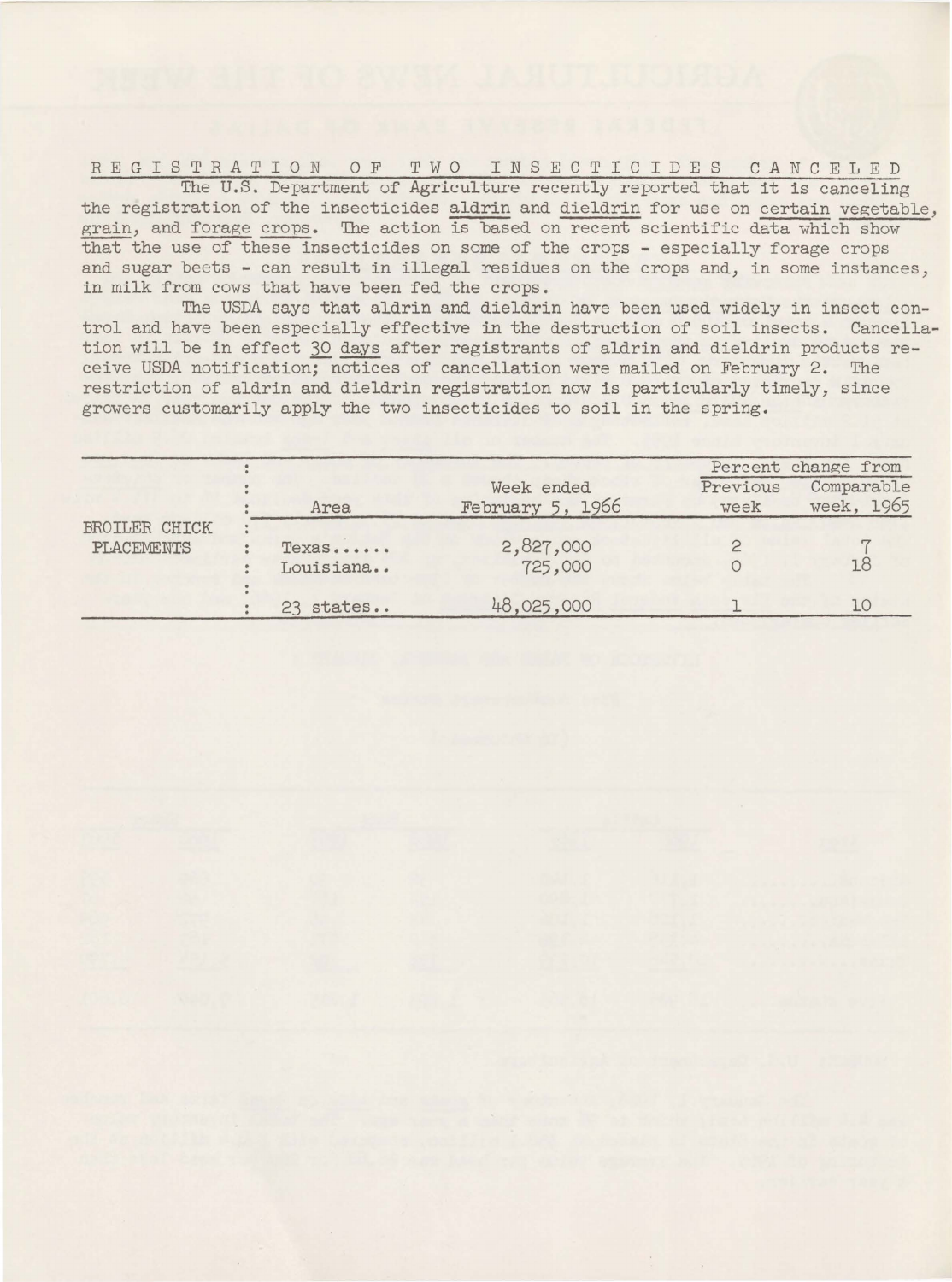## REGISTRATION OF TWO INSECTICIDES CANCELED

The U.S. Department of Agriculture recently reported that it is canceling the registration of the insecticides aldrin and dieldrin for use on certain vegetable, grain, and forage crops. The action is based on recent scientific data which show that the use of these insecticides on some of the crops - especially forage crops and sugar beets - can result in illegal residues on the crops and, in some instances, in milk from cows that have been fed the crops.

The USDA says that aldrin and dieldrin have been used widely in insect control and have been especially effective in the destruction of soil insects. Cancellation will be in effect 30 days after registrants of aldrin and dieldrin products receive USDA notification; notices of cancellation were mailed on February 2. The restriction of aldrin and dieldrin registration now is particularly timely, since growers customarily apply the two insecticides to soil in the spring.

| | | | Percent change from | |
|---|---|---|---|---|
| | Area | Week ended February 5, 1966 | Previous week | Comparable week, 1965 |
| BROILER CHICK PLACEMENTS | Texas...... | 2,827,000 | 2 | 7 |
| | Louisiana.. | 725,000 | 0 | 18 |
| | 23 states.. | 48,025,000 | 1 | 10 |